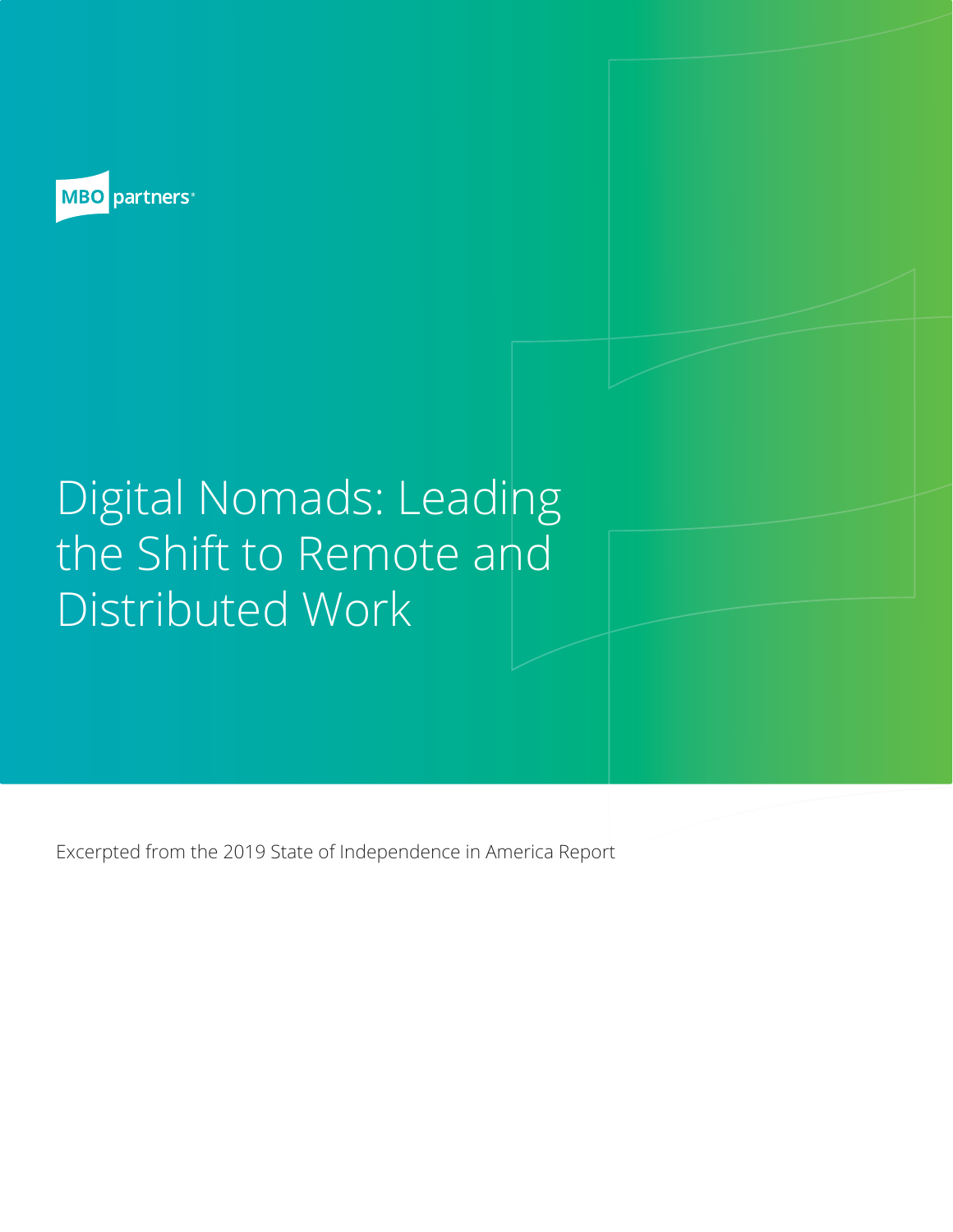MBO partners

# Digital Nomads: Leading the Shift to Remote and Distributed Work

Excerpted from the 2019 State of Independence in America Report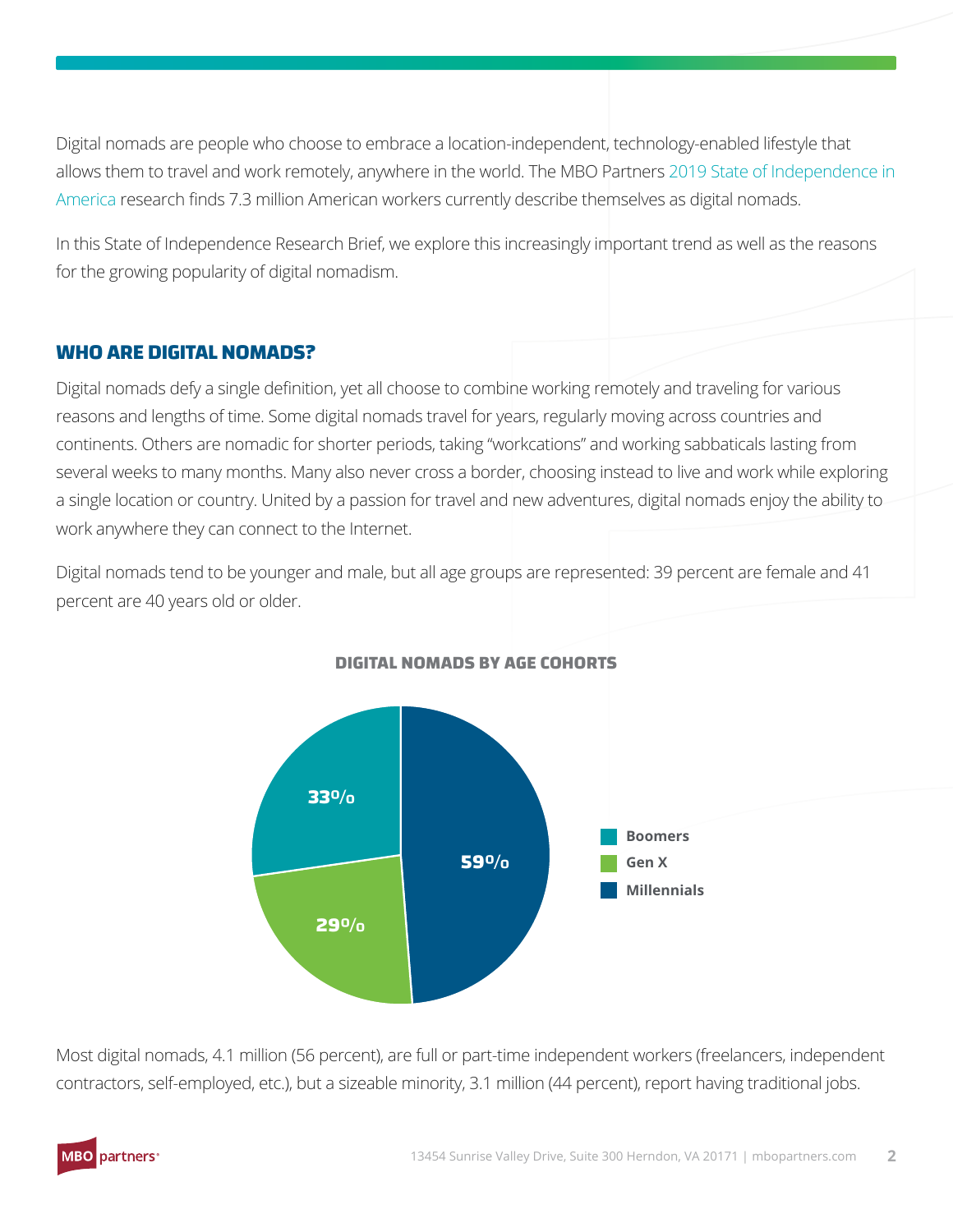Digital nomads are people who choose to embrace a location-independent, technology-enabled lifestyle that allows them to travel and work remotely, anywhere in the world. The MBO Partners 2019 State of Independence in America research finds 7.3 million American workers currently describe themselves as digital nomads.

In this State of Independence Research Brief, we explore this increasingly important trend as well as the reasons for the growing popularity of digital nomadism.

## WHO ARE DIGITAL NOMADS?

Digital nomads defy a single definition, yet all choose to combine working remotely and traveling for various reasons and lengths of time. Some digital nomads travel for years, regularly moving across countries and continents. Others are nomadic for shorter periods, taking "workcations" and working sabbaticals lasting from several weeks to many months. Many also never cross a border, choosing instead to live and work while exploring a single location or country. United by a passion for travel and new adventures, digital nomads enjoy the ability to work anywhere they can connect to the Internet.

Digital nomads tend to be younger and male, but all age groups are represented: 39 percent are female and 41 percent are 40 years old or older.

**DIGITAL NOMADS BY AGE COHORTS**

| Cohort | Percent |
| --- | --- |
| Boomers | 33% |
| Gen X | 29% |
| Millennials | 59% |

Most digital nomads, 4.1 million (56 percent), are full or part-time independent workers (freelancers, independent contractors, self-employed, etc.), but a sizeable minority, 3.1 million (44 percent), report having traditional jobs.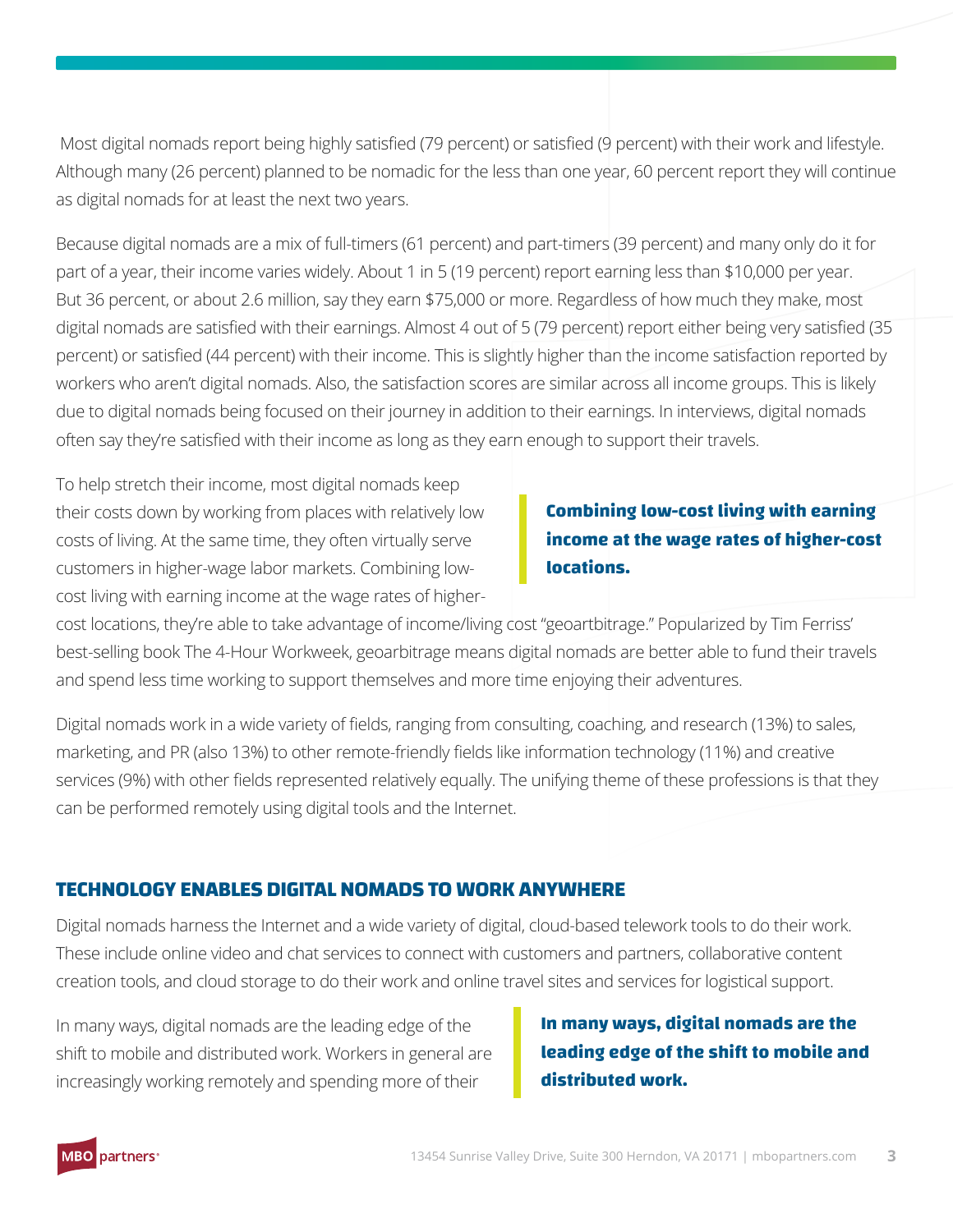Most digital nomads report being highly satisfied (79 percent) or satisfied (9 percent) with their work and lifestyle. Although many (26 percent) planned to be nomadic for the less than one year, 60 percent report they will continue as digital nomads for at least the next two years.

Because digital nomads are a mix of full-timers (61 percent) and part-timers (39 percent) and many only do it for part of a year, their income varies widely. About 1 in 5 (19 percent) report earning less than $10,000 per year. But 36 percent, or about 2.6 million, say they earn $75,000 or more. Regardless of how much they make, most digital nomads are satisfied with their earnings. Almost 4 out of 5 (79 percent) report either being very satisfied (35 percent) or satisfied (44 percent) with their income. This is slightly higher than the income satisfaction reported by workers who aren't digital nomads. Also, the satisfaction scores are similar across all income groups. This is likely due to digital nomads being focused on their journey in addition to their earnings. In interviews, digital nomads often say they're satisfied with their income as long as they earn enough to support their travels.

To help stretch their income, most digital nomads keep their costs down by working from places with relatively low costs of living. At the same time, they often virtually serve customers in higher-wage labor markets. Combining low-cost living with earning income at the wage rates of higher-cost locations, they're able to take advantage of income/living cost "geoartbitrage." Popularized by Tim Ferriss' best-selling book The 4-Hour Workweek, geoarbitrage means digital nomads are better able to fund their travels and spend less time working to support themselves and more time enjoying their adventures.

> **Combining low-cost living with earning income at the wage rates of higher-cost locations.**

Digital nomads work in a wide variety of fields, ranging from consulting, coaching, and research (13%) to sales, marketing, and PR (also 13%) to other remote-friendly fields like information technology (11%) and creative services (9%) with other fields represented relatively equally. The unifying theme of these professions is that they can be performed remotely using digital tools and the Internet.

## TECHNOLOGY ENABLES DIGITAL NOMADS TO WORK ANYWHERE

Digital nomads harness the Internet and a wide variety of digital, cloud-based telework tools to do their work. These include online video and chat services to connect with customers and partners, collaborative content creation tools, and cloud storage to do their work and online travel sites and services for logistical support.

In many ways, digital nomads are the leading edge of the shift to mobile and distributed work. Workers in general are increasingly working remotely and spending more of their

> **In many ways, digital nomads are the leading edge of the shift to mobile and distributed work.**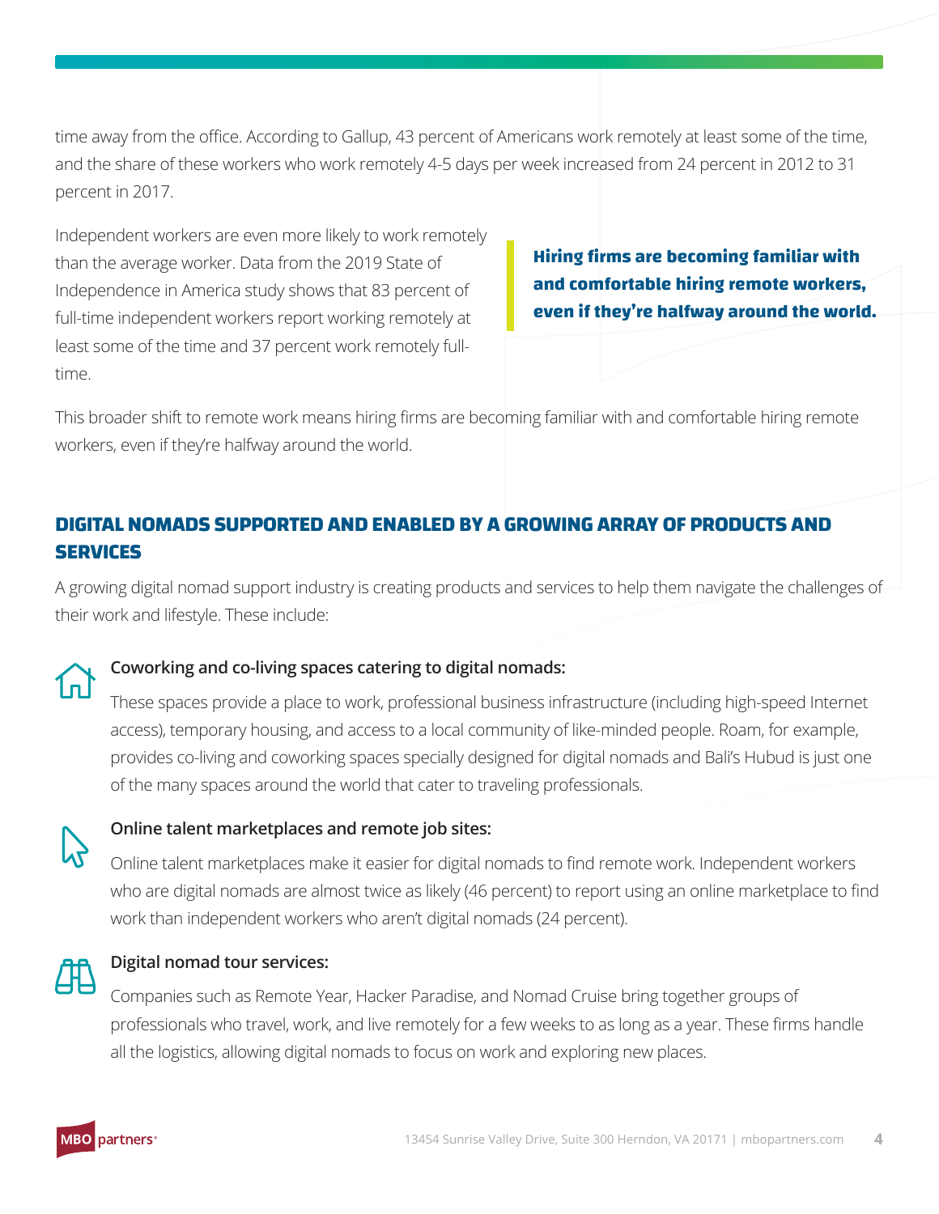time away from the office. According to Gallup, 43 percent of Americans work remotely at least some of the time, and the share of these workers who work remotely 4-5 days per week increased from 24 percent in 2012 to 31 percent in 2017.

Independent workers are even more likely to work remotely than the average worker. Data from the 2019 State of Independence in America study shows that 83 percent of full-time independent workers report working remotely at least some of the time and 37 percent work remotely full-time.

> **Hiring firms are becoming familiar with and comfortable hiring remote workers, even if they're halfway around the world.**

This broader shift to remote work means hiring firms are becoming familiar with and comfortable hiring remote workers, even if they're halfway around the world.

## DIGITAL NOMADS SUPPORTED AND ENABLED BY A GROWING ARRAY OF PRODUCTS AND SERVICES

A growing digital nomad support industry is creating products and services to help them navigate the challenges of their work and lifestyle. These include:

**Coworking and co-living spaces catering to digital nomads:**

These spaces provide a place to work, professional business infrastructure (including high-speed Internet access), temporary housing, and access to a local community of like-minded people. Roam, for example, provides co-living and coworking spaces specially designed for digital nomads and Bali's Hubud is just one of the many spaces around the world that cater to traveling professionals.

**Online talent marketplaces and remote job sites:**

Online talent marketplaces make it easier for digital nomads to find remote work. Independent workers who are digital nomads are almost twice as likely (46 percent) to report using an online marketplace to find work than independent workers who aren't digital nomads (24 percent).

**Digital nomad tour services:**

Companies such as Remote Year, Hacker Paradise, and Nomad Cruise bring together groups of professionals who travel, work, and live remotely for a few weeks to as long as a year. These firms handle all the logistics, allowing digital nomads to focus on work and exploring new places.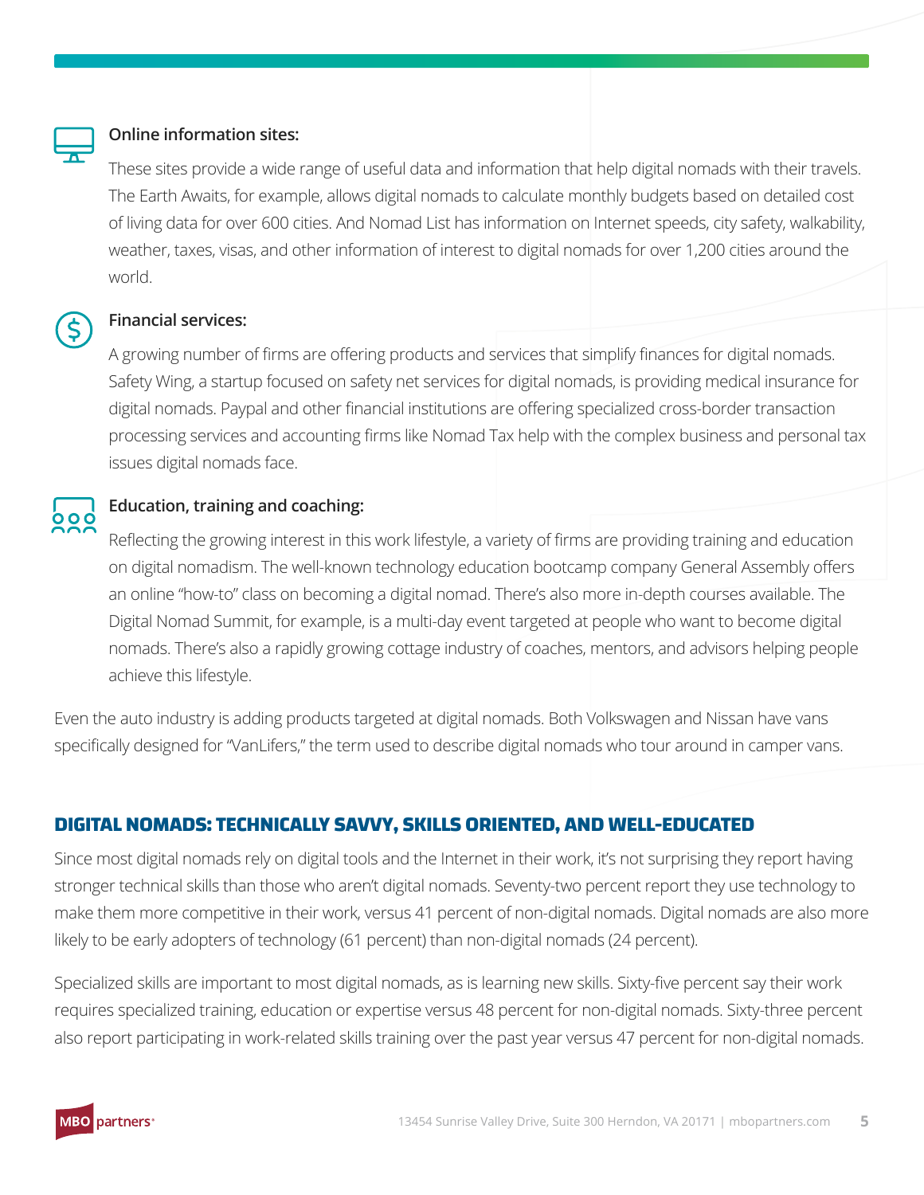**Online information sites:**

These sites provide a wide range of useful data and information that help digital nomads with their travels. The Earth Awaits, for example, allows digital nomads to calculate monthly budgets based on detailed cost of living data for over 600 cities. And Nomad List has information on Internet speeds, city safety, walkability, weather, taxes, visas, and other information of interest to digital nomads for over 1,200 cities around the world.

**Financial services:**

A growing number of firms are offering products and services that simplify finances for digital nomads. Safety Wing, a startup focused on safety net services for digital nomads, is providing medical insurance for digital nomads. Paypal and other financial institutions are offering specialized cross-border transaction processing services and accounting firms like Nomad Tax help with the complex business and personal tax issues digital nomads face.

**Education, training and coaching:**

Reflecting the growing interest in this work lifestyle, a variety of firms are providing training and education on digital nomadism. The well-known technology education bootcamp company General Assembly offers an online "how-to" class on becoming a digital nomad. There's also more in-depth courses available. The Digital Nomad Summit, for example, is a multi-day event targeted at people who want to become digital nomads. There's also a rapidly growing cottage industry of coaches, mentors, and advisors helping people achieve this lifestyle.

Even the auto industry is adding products targeted at digital nomads. Both Volkswagen and Nissan have vans specifically designed for "VanLifers," the term used to describe digital nomads who tour around in camper vans.

## DIGITAL NOMADS: TECHNICALLY SAVVY, SKILLS ORIENTED, AND WELL-EDUCATED

Since most digital nomads rely on digital tools and the Internet in their work, it's not surprising they report having stronger technical skills than those who aren't digital nomads. Seventy-two percent report they use technology to make them more competitive in their work, versus 41 percent of non-digital nomads. Digital nomads are also more likely to be early adopters of technology (61 percent) than non-digital nomads (24 percent).

Specialized skills are important to most digital nomads, as is learning new skills. Sixty-five percent say their work requires specialized training, education or expertise versus 48 percent for non-digital nomads. Sixty-three percent also report participating in work-related skills training over the past year versus 47 percent for non-digital nomads.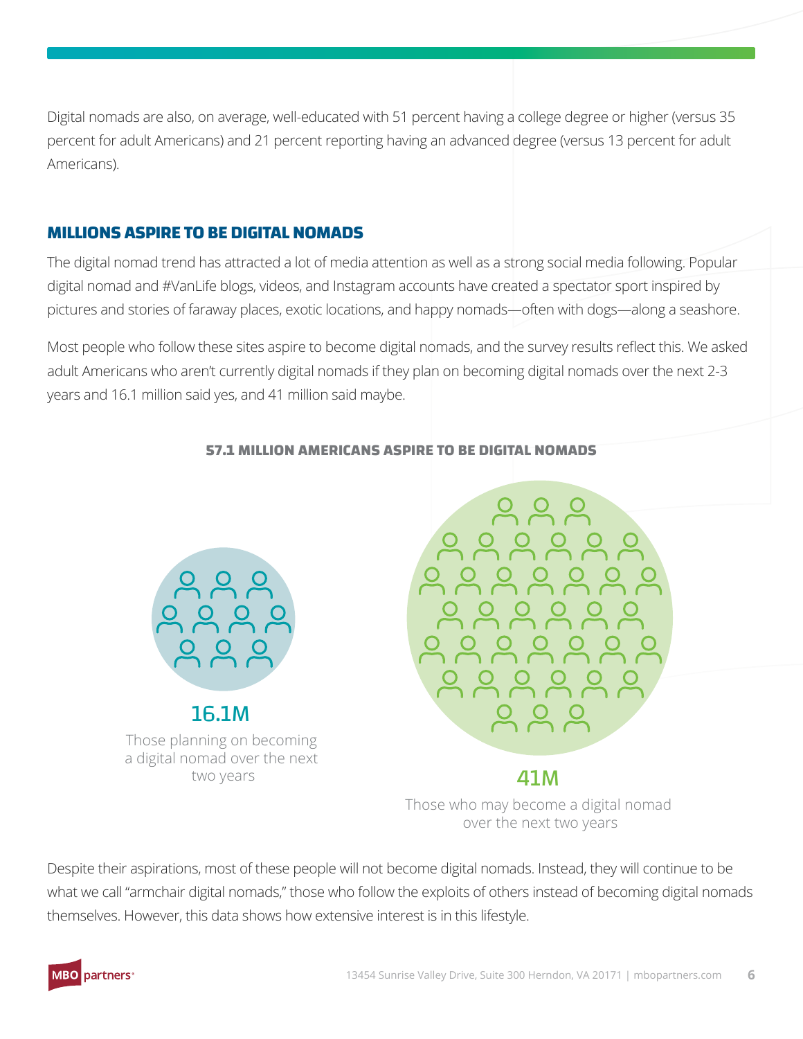Digital nomads are also, on average, well-educated with 51 percent having a college degree or higher (versus 35 percent for adult Americans) and 21 percent reporting having an advanced degree (versus 13 percent for adult Americans).

## MILLIONS ASPIRE TO BE DIGITAL NOMADS

The digital nomad trend has attracted a lot of media attention as well as a strong social media following. Popular digital nomad and #VanLife blogs, videos, and Instagram accounts have created a spectator sport inspired by pictures and stories of faraway places, exotic locations, and happy nomads—often with dogs—along a seashore.

Most people who follow these sites aspire to become digital nomads, and the survey results reflect this. We asked adult Americans who aren't currently digital nomads if they plan on becoming digital nomads over the next 2-3 years and 16.1 million said yes, and 41 million said maybe.

**57.1 MILLION AMERICANS ASPIRE TO BE DIGITAL NOMADS**

**16.1M**
Those planning on becoming a digital nomad over the next two years

**41M**
Those who may become a digital nomad over the next two years

Despite their aspirations, most of these people will not become digital nomads. Instead, they will continue to be what we call "armchair digital nomads," those who follow the exploits of others instead of becoming digital nomads themselves. However, this data shows how extensive interest is in this lifestyle.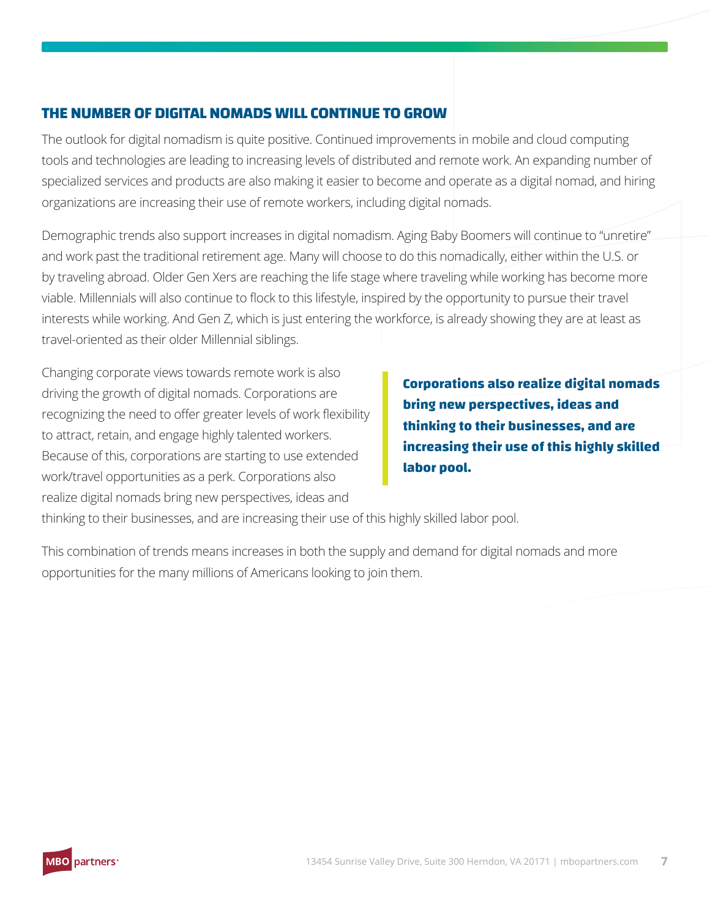## THE NUMBER OF DIGITAL NOMADS WILL CONTINUE TO GROW

The outlook for digital nomadism is quite positive. Continued improvements in mobile and cloud computing tools and technologies are leading to increasing levels of distributed and remote work. An expanding number of specialized services and products are also making it easier to become and operate as a digital nomad, and hiring organizations are increasing their use of remote workers, including digital nomads.

Demographic trends also support increases in digital nomadism. Aging Baby Boomers will continue to "unretire" and work past the traditional retirement age. Many will choose to do this nomadically, either within the U.S. or by traveling abroad. Older Gen Xers are reaching the life stage where traveling while working has become more viable. Millennials will also continue to flock to this lifestyle, inspired by the opportunity to pursue their travel interests while working. And Gen Z, which is just entering the workforce, is already showing they are at least as travel-oriented as their older Millennial siblings.

Changing corporate views towards remote work is also driving the growth of digital nomads. Corporations are recognizing the need to offer greater levels of work flexibility to attract, retain, and engage highly talented workers. Because of this, corporations are starting to use extended work/travel opportunities as a perk. Corporations also realize digital nomads bring new perspectives, ideas and thinking to their businesses, and are increasing their use of this highly skilled labor pool.

> **Corporations also realize digital nomads bring new perspectives, ideas and thinking to their businesses, and are increasing their use of this highly skilled labor pool.**

This combination of trends means increases in both the supply and demand for digital nomads and more opportunities for the many millions of Americans looking to join them.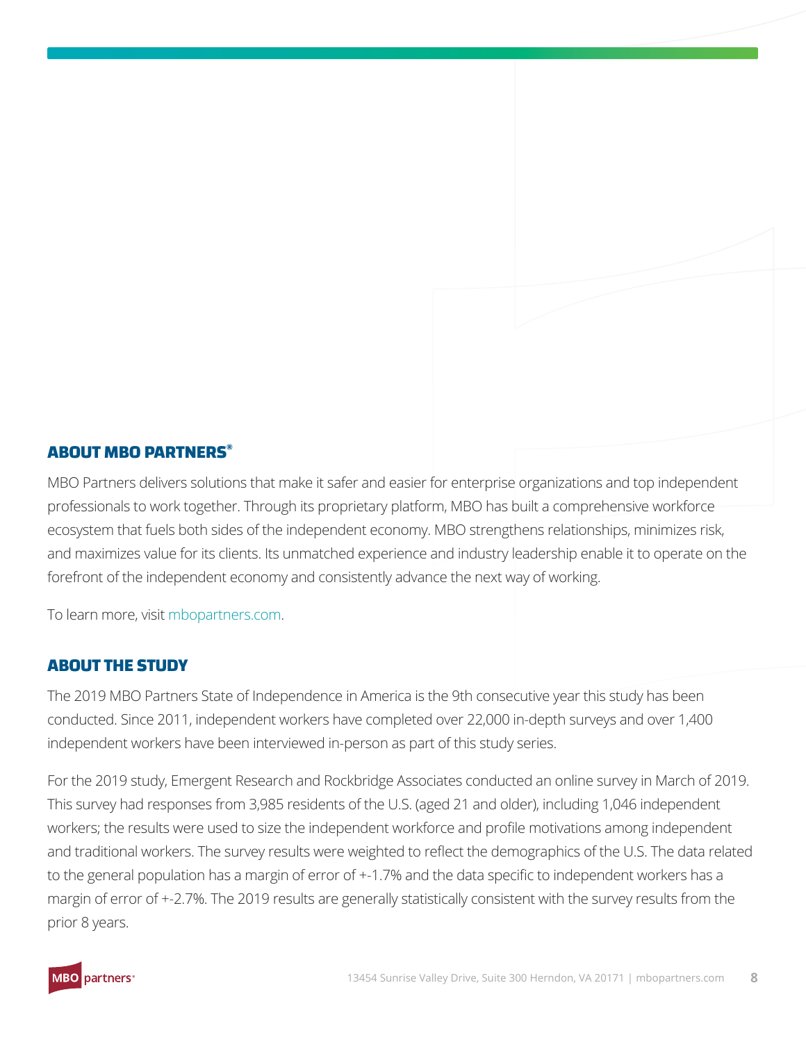## ABOUT MBO PARTNERS®

MBO Partners delivers solutions that make it safer and easier for enterprise organizations and top independent professionals to work together. Through its proprietary platform, MBO has built a comprehensive workforce ecosystem that fuels both sides of the independent economy. MBO strengthens relationships, minimizes risk, and maximizes value for its clients. Its unmatched experience and industry leadership enable it to operate on the forefront of the independent economy and consistently advance the next way of working.

To learn more, visit mbopartners.com.

## ABOUT THE STUDY

The 2019 MBO Partners State of Independence in America is the 9th consecutive year this study has been conducted. Since 2011, independent workers have completed over 22,000 in-depth surveys and over 1,400 independent workers have been interviewed in-person as part of this study series.

For the 2019 study, Emergent Research and Rockbridge Associates conducted an online survey in March of 2019. This survey had responses from 3,985 residents of the U.S. (aged 21 and older), including 1,046 independent workers; the results were used to size the independent workforce and profile motivations among independent and traditional workers. The survey results were weighted to reflect the demographics of the U.S. The data related to the general population has a margin of error of +-1.7% and the data specific to independent workers has a margin of error of +-2.7%. The 2019 results are generally statistically consistent with the survey results from the prior 8 years.